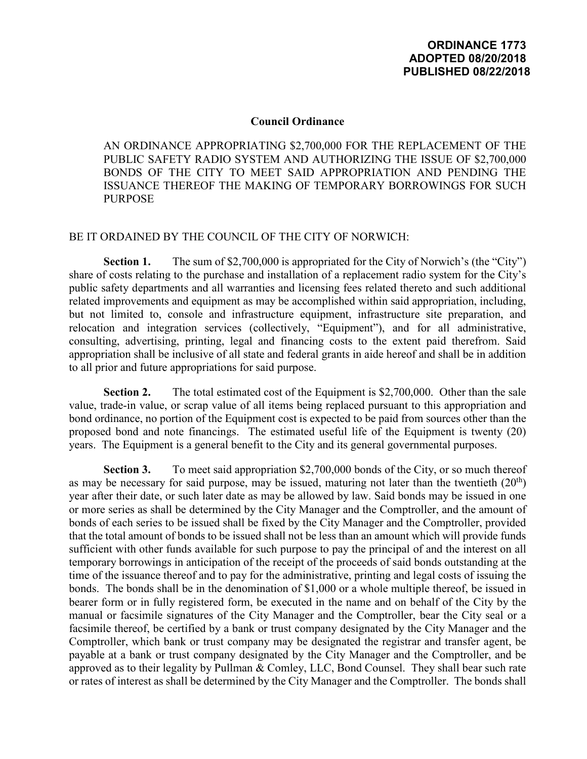**ORDINANCE 1773**
**ADOPTED 08/20/2018**
**PUBLISHED 08/22/2018**

## Council Ordinance

AN ORDINANCE APPROPRIATING $2,700,000 FOR THE REPLACEMENT OF THE PUBLIC SAFETY RADIO SYSTEM AND AUTHORIZING THE ISSUE OF $2,700,000 BONDS OF THE CITY TO MEET SAID APPROPRIATION AND PENDING THE ISSUANCE THEREOF THE MAKING OF TEMPORARY BORROWINGS FOR SUCH PURPOSE

BE IT ORDAINED BY THE COUNCIL OF THE CITY OF NORWICH:

**Section 1.** The sum of $2,700,000 is appropriated for the City of Norwich's (the "City") share of costs relating to the purchase and installation of a replacement radio system for the City's public safety departments and all warranties and licensing fees related thereto and such additional related improvements and equipment as may be accomplished within said appropriation, including, but not limited to, console and infrastructure equipment, infrastructure site preparation, and relocation and integration services (collectively, "Equipment"), and for all administrative, consulting, advertising, printing, legal and financing costs to the extent paid therefrom. Said appropriation shall be inclusive of all state and federal grants in aide hereof and shall be in addition to all prior and future appropriations for said purpose.

**Section 2.** The total estimated cost of the Equipment is $2,700,000. Other than the sale value, trade-in value, or scrap value of all items being replaced pursuant to this appropriation and bond ordinance, no portion of the Equipment cost is expected to be paid from sources other than the proposed bond and note financings. The estimated useful life of the Equipment is twenty (20) years. The Equipment is a general benefit to the City and its general governmental purposes.

**Section 3.** To meet said appropriation $2,700,000 bonds of the City, or so much thereof as may be necessary for said purpose, may be issued, maturing not later than the twentieth (20th) year after their date, or such later date as may be allowed by law. Said bonds may be issued in one or more series as shall be determined by the City Manager and the Comptroller, and the amount of bonds of each series to be issued shall be fixed by the City Manager and the Comptroller, provided that the total amount of bonds to be issued shall not be less than an amount which will provide funds sufficient with other funds available for such purpose to pay the principal of and the interest on all temporary borrowings in anticipation of the receipt of the proceeds of said bonds outstanding at the time of the issuance thereof and to pay for the administrative, printing and legal costs of issuing the bonds. The bonds shall be in the denomination of $1,000 or a whole multiple thereof, be issued in bearer form or in fully registered form, be executed in the name and on behalf of the City by the manual or facsimile signatures of the City Manager and the Comptroller, bear the City seal or a facsimile thereof, be certified by a bank or trust company designated by the City Manager and the Comptroller, which bank or trust company may be designated the registrar and transfer agent, be payable at a bank or trust company designated by the City Manager and the Comptroller, and be approved as to their legality by Pullman & Comley, LLC, Bond Counsel. They shall bear such rate or rates of interest as shall be determined by the City Manager and the Comptroller. The bonds shall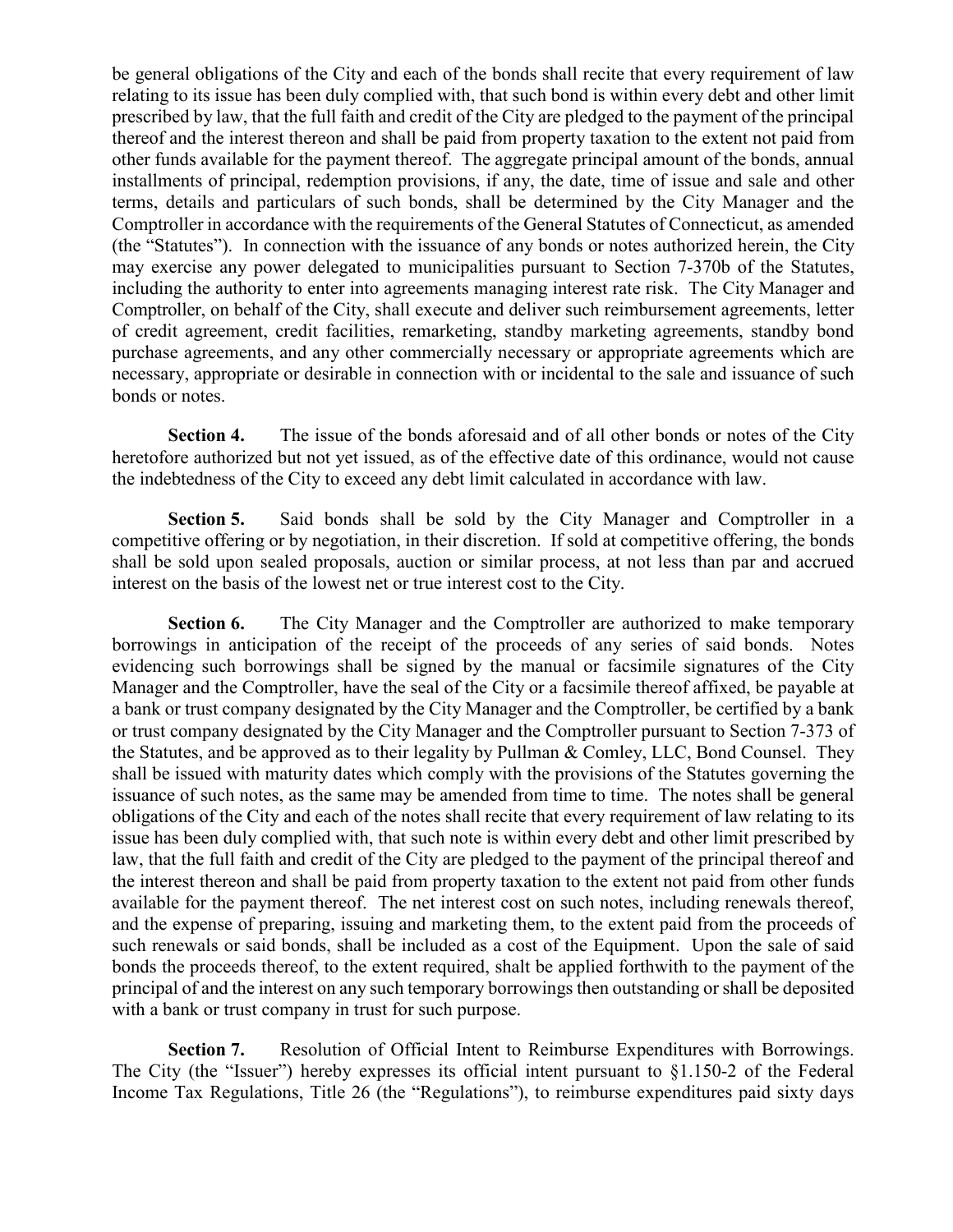be general obligations of the City and each of the bonds shall recite that every requirement of law relating to its issue has been duly complied with, that such bond is within every debt and other limit prescribed by law, that the full faith and credit of the City are pledged to the payment of the principal thereof and the interest thereon and shall be paid from property taxation to the extent not paid from other funds available for the payment thereof. The aggregate principal amount of the bonds, annual installments of principal, redemption provisions, if any, the date, time of issue and sale and other terms, details and particulars of such bonds, shall be determined by the City Manager and the Comptroller in accordance with the requirements of the General Statutes of Connecticut, as amended (the "Statutes"). In connection with the issuance of any bonds or notes authorized herein, the City may exercise any power delegated to municipalities pursuant to Section 7-370b of the Statutes, including the authority to enter into agreements managing interest rate risk. The City Manager and Comptroller, on behalf of the City, shall execute and deliver such reimbursement agreements, letter of credit agreement, credit facilities, remarketing, standby marketing agreements, standby bond purchase agreements, and any other commercially necessary or appropriate agreements which are necessary, appropriate or desirable in connection with or incidental to the sale and issuance of such bonds or notes.

**Section 4.** The issue of the bonds aforesaid and of all other bonds or notes of the City heretofore authorized but not yet issued, as of the effective date of this ordinance, would not cause the indebtedness of the City to exceed any debt limit calculated in accordance with law.

**Section 5.** Said bonds shall be sold by the City Manager and Comptroller in a competitive offering or by negotiation, in their discretion. If sold at competitive offering, the bonds shall be sold upon sealed proposals, auction or similar process, at not less than par and accrued interest on the basis of the lowest net or true interest cost to the City.

**Section 6.** The City Manager and the Comptroller are authorized to make temporary borrowings in anticipation of the receipt of the proceeds of any series of said bonds. Notes evidencing such borrowings shall be signed by the manual or facsimile signatures of the City Manager and the Comptroller, have the seal of the City or a facsimile thereof affixed, be payable at a bank or trust company designated by the City Manager and the Comptroller, be certified by a bank or trust company designated by the City Manager and the Comptroller pursuant to Section 7-373 of the Statutes, and be approved as to their legality by Pullman & Comley, LLC, Bond Counsel. They shall be issued with maturity dates which comply with the provisions of the Statutes governing the issuance of such notes, as the same may be amended from time to time. The notes shall be general obligations of the City and each of the notes shall recite that every requirement of law relating to its issue has been duly complied with, that such note is within every debt and other limit prescribed by law, that the full faith and credit of the City are pledged to the payment of the principal thereof and the interest thereon and shall be paid from property taxation to the extent not paid from other funds available for the payment thereof. The net interest cost on such notes, including renewals thereof, and the expense of preparing, issuing and marketing them, to the extent paid from the proceeds of such renewals or said bonds, shall be included as a cost of the Equipment. Upon the sale of said bonds the proceeds thereof, to the extent required, shalt be applied forthwith to the payment of the principal of and the interest on any such temporary borrowings then outstanding or shall be deposited with a bank or trust company in trust for such purpose.

**Section 7.** Resolution of Official Intent to Reimburse Expenditures with Borrowings. The City (the "Issuer") hereby expresses its official intent pursuant to §1.150-2 of the Federal Income Tax Regulations, Title 26 (the "Regulations"), to reimburse expenditures paid sixty days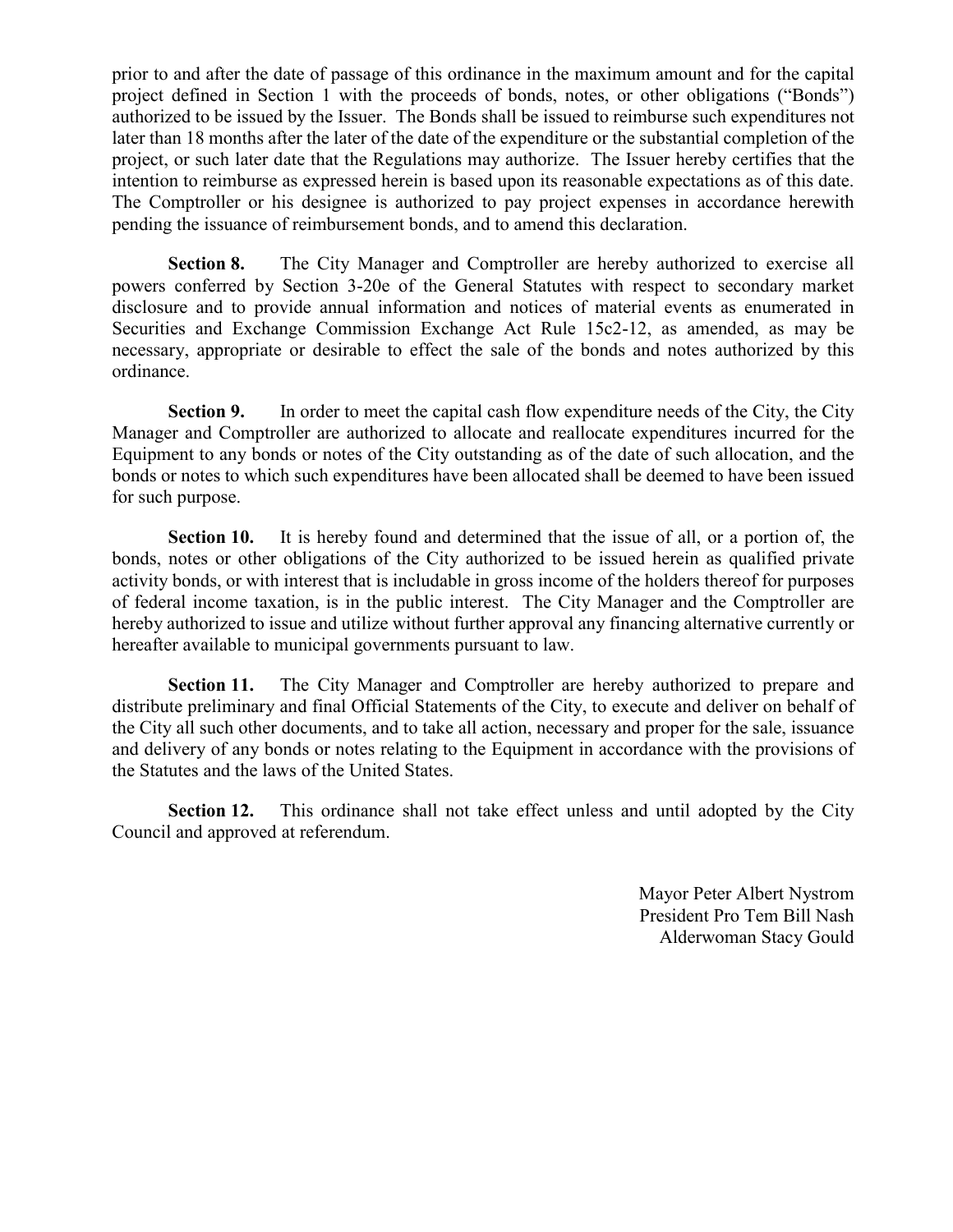prior to and after the date of passage of this ordinance in the maximum amount and for the capital project defined in Section 1 with the proceeds of bonds, notes, or other obligations ("Bonds") authorized to be issued by the Issuer. The Bonds shall be issued to reimburse such expenditures not later than 18 months after the later of the date of the expenditure or the substantial completion of the project, or such later date that the Regulations may authorize. The Issuer hereby certifies that the intention to reimburse as expressed herein is based upon its reasonable expectations as of this date. The Comptroller or his designee is authorized to pay project expenses in accordance herewith pending the issuance of reimbursement bonds, and to amend this declaration.

**Section 8.** The City Manager and Comptroller are hereby authorized to exercise all powers conferred by Section 3-20e of the General Statutes with respect to secondary market disclosure and to provide annual information and notices of material events as enumerated in Securities and Exchange Commission Exchange Act Rule 15c2-12, as amended, as may be necessary, appropriate or desirable to effect the sale of the bonds and notes authorized by this ordinance.

**Section 9.** In order to meet the capital cash flow expenditure needs of the City, the City Manager and Comptroller are authorized to allocate and reallocate expenditures incurred for the Equipment to any bonds or notes of the City outstanding as of the date of such allocation, and the bonds or notes to which such expenditures have been allocated shall be deemed to have been issued for such purpose.

**Section 10.** It is hereby found and determined that the issue of all, or a portion of, the bonds, notes or other obligations of the City authorized to be issued herein as qualified private activity bonds, or with interest that is includable in gross income of the holders thereof for purposes of federal income taxation, is in the public interest. The City Manager and the Comptroller are hereby authorized to issue and utilize without further approval any financing alternative currently or hereafter available to municipal governments pursuant to law.

**Section 11.** The City Manager and Comptroller are hereby authorized to prepare and distribute preliminary and final Official Statements of the City, to execute and deliver on behalf of the City all such other documents, and to take all action, necessary and proper for the sale, issuance and delivery of any bonds or notes relating to the Equipment in accordance with the provisions of the Statutes and the laws of the United States.

**Section 12.** This ordinance shall not take effect unless and until adopted by the City Council and approved at referendum.

Mayor Peter Albert Nystrom
President Pro Tem Bill Nash
Alderwoman Stacy Gould